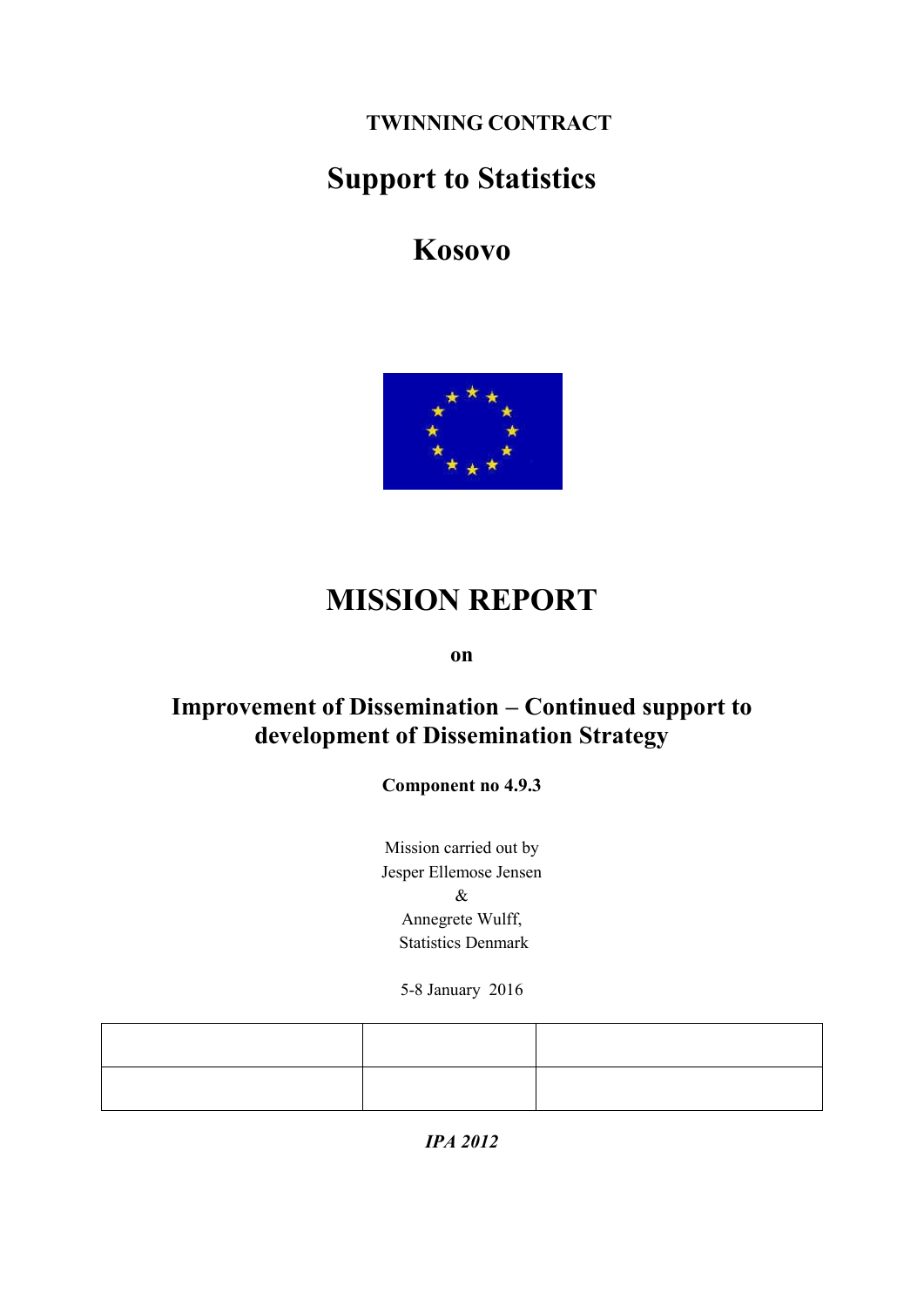**TWINNING CONTRACT**

# Support to Statistics

# Kosovo

# MISSION REPORT

**on**

## Improvement of Dissemination – Continued support to development of Dissemination Strategy

**Component no 4.9.3**

Mission carried out by
Jesper Ellemose Jensen
&
Annegrete Wulff,
Statistics Denmark

5-8 January 2016

| | | |
|---|---|---|
| | | |

***IPA 2012***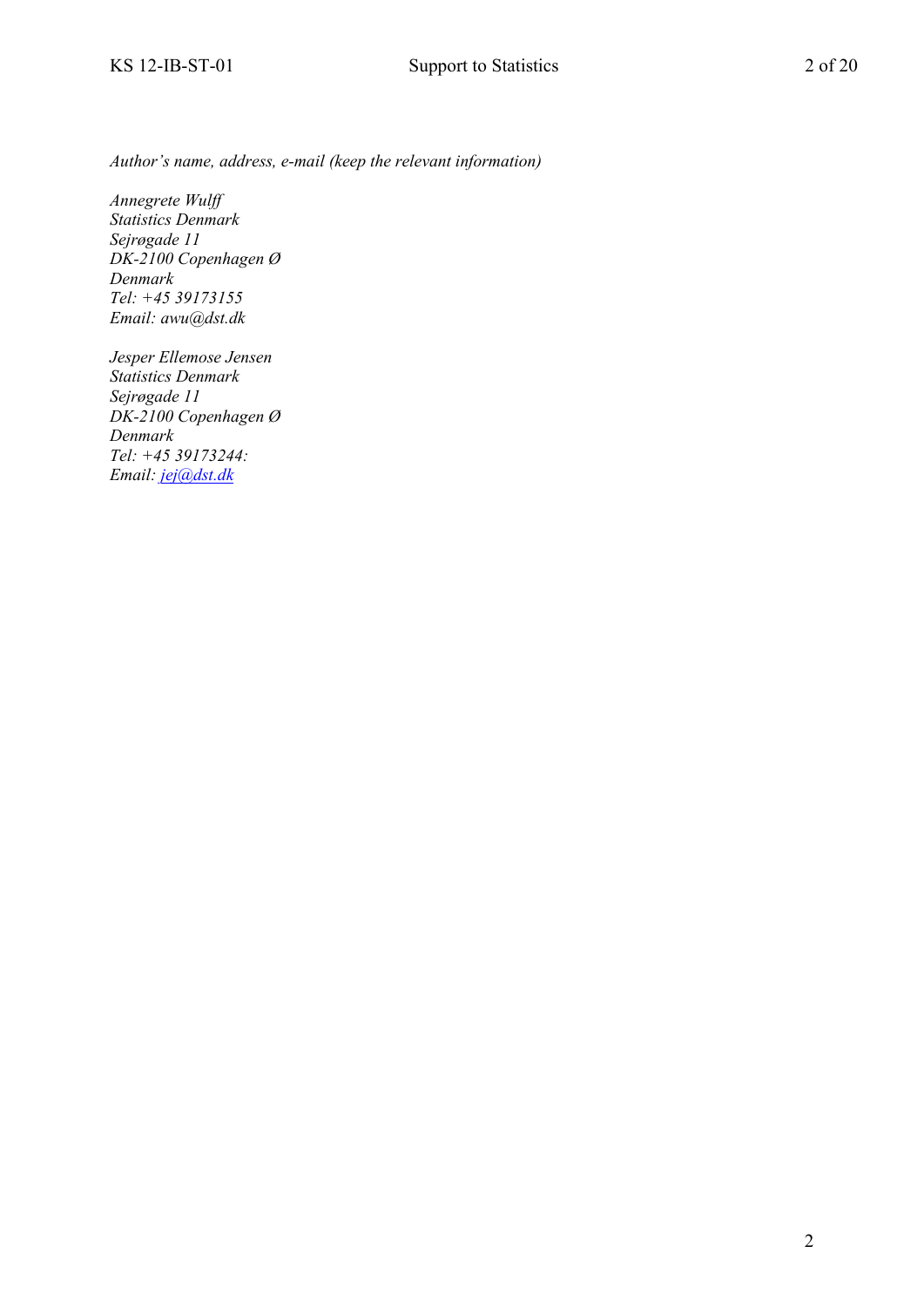*Author's name, address, e-mail (keep the relevant information)*

*Annegrete Wulff*
*Statistics Denmark*
*Sejrøgade 11*
*DK-2100 Copenhagen Ø*
*Denmark*
*Tel: +45 39173155*
*Email: awu@dst.dk*

*Jesper Ellemose Jensen*
*Statistics Denmark*
*Sejrøgade 11*
*DK-2100 Copenhagen Ø*
*Denmark*
*Tel: +45 39173244:*
*Email: jej@dst.dk*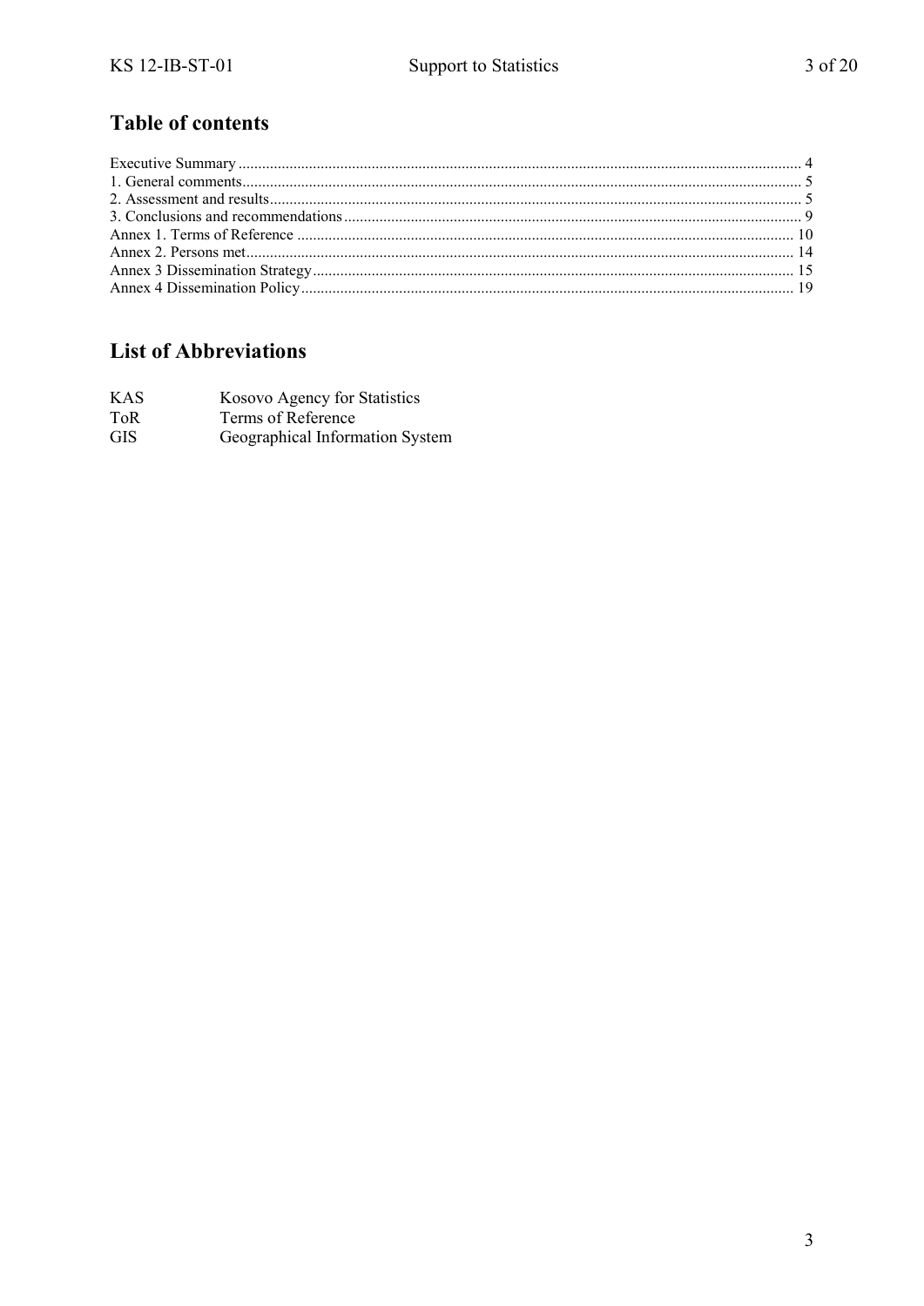## Table of contents

Executive Summary .......... 4
1. General comments .......... 5
2. Assessment and results .......... 5
3. Conclusions and recommendations .......... 9
Annex 1. Terms of Reference .......... 10
Annex 2. Persons met .......... 14
Annex 3 Dissemination Strategy .......... 15
Annex 4 Dissemination Policy .......... 19

## List of Abbreviations

| | |
|---|---|
| KAS | Kosovo Agency for Statistics |
| ToR | Terms of Reference |
| GIS | Geographical Information System |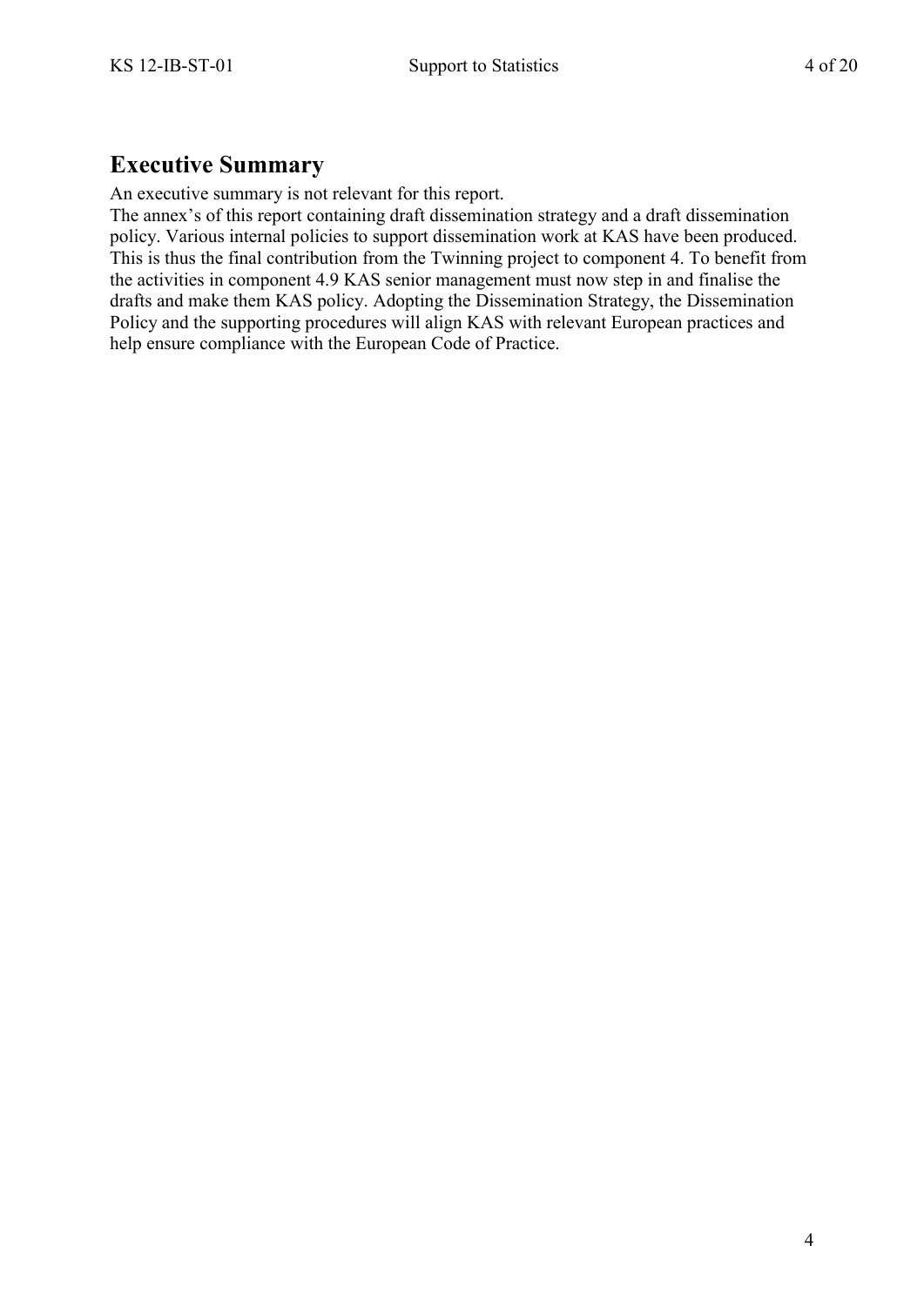## Executive Summary

An executive summary is not relevant for this report.
The annex's of this report containing draft dissemination strategy and a draft dissemination policy. Various internal policies to support dissemination work at KAS have been produced. This is thus the final contribution from the Twinning project to component 4. To benefit from the activities in component 4.9 KAS senior management must now step in and finalise the drafts and make them KAS policy. Adopting the Dissemination Strategy, the Dissemination Policy and the supporting procedures will align KAS with relevant European practices and help ensure compliance with the European Code of Practice.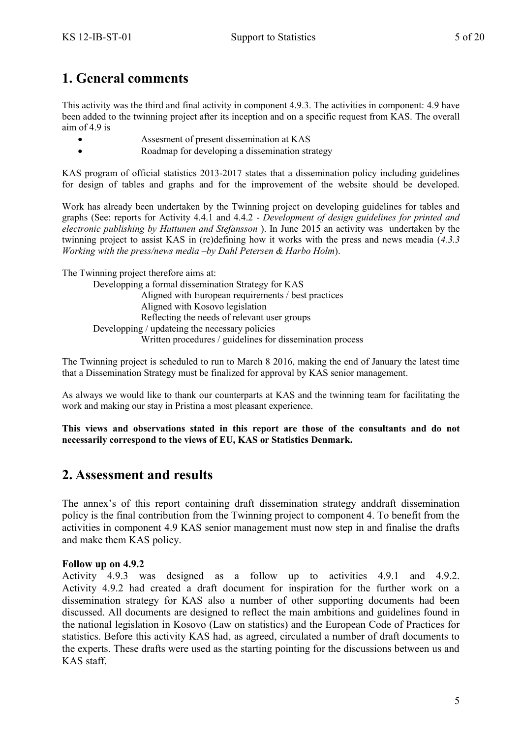# 1. General comments

This activity was the third and final activity in component 4.9.3. The activities in component: 4.9 have been added to the twinning project after its inception and on a specific request from KAS. The overall aim of 4.9 is

- Assesment of present dissemination at KAS
- Roadmap for developing a dissemination strategy

KAS program of official statistics 2013-2017 states that a dissemination policy including guidelines for design of tables and graphs and for the improvement of the website should be developed.

Work has already been undertaken by the Twinning project on developing guidelines for tables and graphs (See: reports for Activity 4.4.1 and 4.4.2 - *Development of design guidelines for printed and electronic publishing by Huttunen and Stefansson* ). In June 2015 an activity was undertaken by the twinning project to assist KAS in (re)defining how it works with the press and news meadia (*4.3.3 Working with the press/news media –by Dahl Petersen & Harbo Holm*).

The Twinning project therefore aims at:

- Developping a formal dissemination Strategy for KAS
  - Aligned with European requirements / best practices
  - Aligned with Kosovo legislation
  - Reflecting the needs of relevant user groups
- Developping / updateing the necessary policies
  - Written procedures / guidelines for dissemination process

The Twinning project is scheduled to run to March 8 2016, making the end of January the latest time that a Dissemination Strategy must be finalized for approval by KAS senior management.

As always we would like to thank our counterparts at KAS and the twinning team for facilitating the work and making our stay in Pristina a most pleasant experience.

**This views and observations stated in this report are those of the consultants and do not necessarily correspond to the views of EU, KAS or Statistics Denmark.**

# 2. Assessment and results

The annex's of this report containing draft dissemination strategy anddraft dissemination policy is the final contribution from the Twinning project to component 4. To benefit from the activities in component 4.9 KAS senior management must now step in and finalise the drafts and make them KAS policy.

**Follow up on 4.9.2**

Activity 4.9.3 was designed as a follow up to activities 4.9.1 and 4.9.2. Activity 4.9.2 had created a draft document for inspiration for the further work on a dissemination strategy for KAS also a number of other supporting documents had been discussed. All documents are designed to reflect the main ambitions and guidelines found in the national legislation in Kosovo (Law on statistics) and the European Code of Practices for statistics. Before this activity KAS had, as agreed, circulated a number of draft documents to the experts. These drafts were used as the starting pointing for the discussions between us and KAS staff.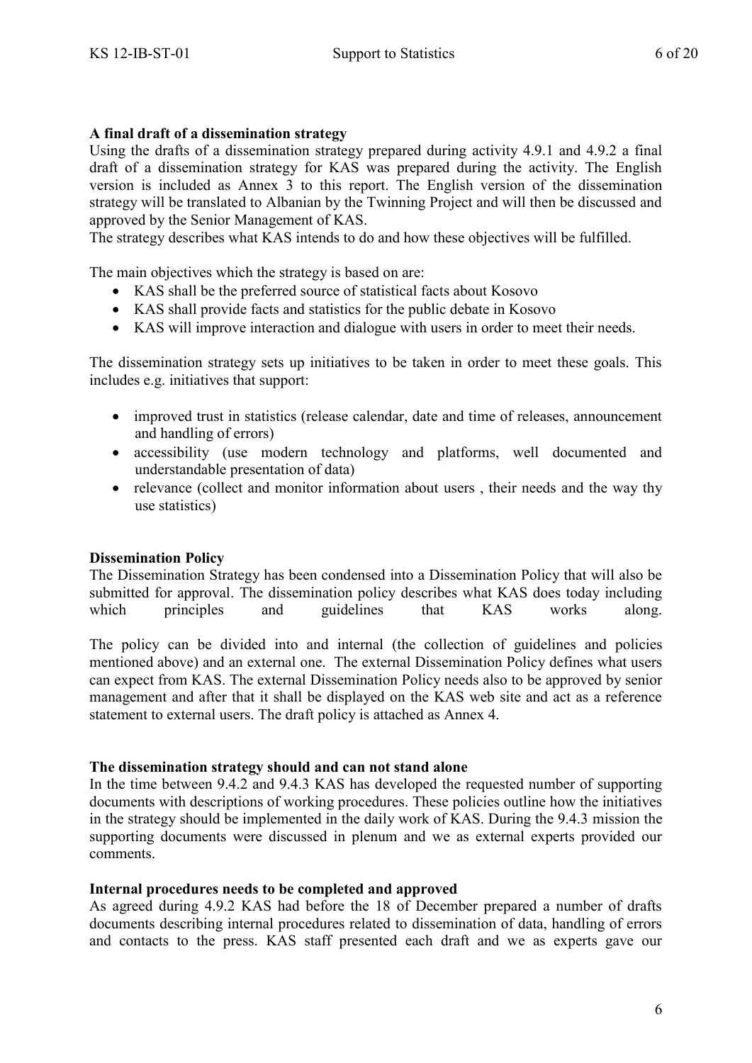**A final draft of a dissemination strategy**

Using the drafts of a dissemination strategy prepared during activity 4.9.1 and 4.9.2 a final draft of a dissemination strategy for KAS was prepared during the activity. The English version is included as Annex 3 to this report. The English version of the dissemination strategy will be translated to Albanian by the Twinning Project and will then be discussed and approved by the Senior Management of KAS.

The strategy describes what KAS intends to do and how these objectives will be fulfilled.

The main objectives which the strategy is based on are:

- KAS shall be the preferred source of statistical facts about Kosovo
- KAS shall provide facts and statistics for the public debate in Kosovo
- KAS will improve interaction and dialogue with users in order to meet their needs.

The dissemination strategy sets up initiatives to be taken in order to meet these goals. This includes e.g. initiatives that support:

- improved trust in statistics (release calendar, date and time of releases, announcement and handling of errors)
- accessibility (use modern technology and platforms, well documented and understandable presentation of data)
- relevance (collect and monitor information about users , their needs and the way thy use statistics)

**Dissemination Policy**

The Dissemination Strategy has been condensed into a Dissemination Policy that will also be submitted for approval. The dissemination policy describes what KAS does today including which principles and guidelines that KAS works along.

The policy can be divided into and internal (the collection of guidelines and policies mentioned above) and an external one. The external Dissemination Policy defines what users can expect from KAS. The external Dissemination Policy needs also to be approved by senior management and after that it shall be displayed on the KAS web site and act as a reference statement to external users. The draft policy is attached as Annex 4.

**The dissemination strategy should and can not stand alone**

In the time between 9.4.2 and 9.4.3 KAS has developed the requested number of supporting documents with descriptions of working procedures. These policies outline how the initiatives in the strategy should be implemented in the daily work of KAS. During the 9.4.3 mission the supporting documents were discussed in plenum and we as external experts provided our comments.

**Internal procedures needs to be completed and approved**

As agreed during 4.9.2 KAS had before the 18 of December prepared a number of drafts documents describing internal procedures related to dissemination of data, handling of errors and contacts to the press. KAS staff presented each draft and we as experts gave our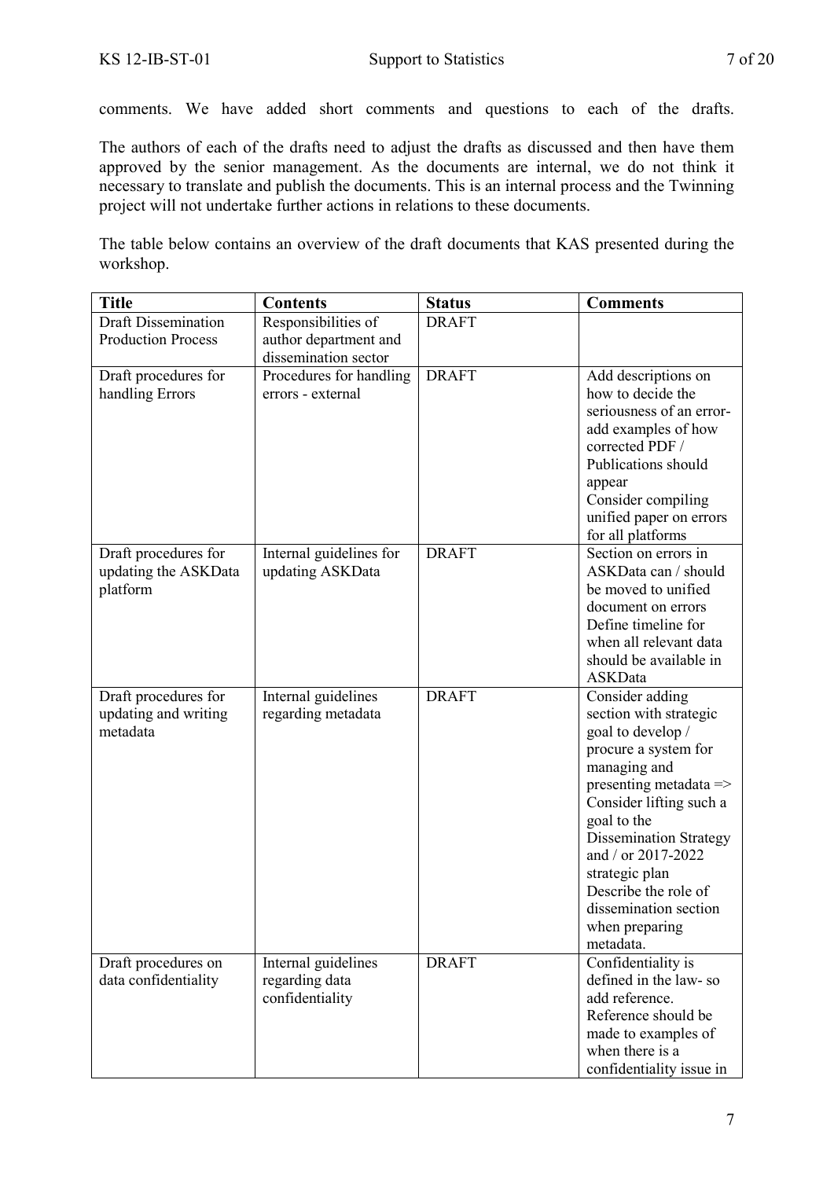comments. We have added short comments and questions to each of the drafts.

The authors of each of the drafts need to adjust the drafts as discussed and then have them approved by the senior management. As the documents are internal, we do not think it necessary to translate and publish the documents. This is an internal process and the Twinning project will not undertake further actions in relations to these documents.

The table below contains an overview of the draft documents that KAS presented during the workshop.

| Title | Contents | Status | Comments |
|---|---|---|---|
| Draft Dissemination Production Process | Responsibilities of author department and dissemination sector | DRAFT | |
| Draft procedures for handling Errors | Procedures for handling errors - external | DRAFT | Add descriptions on how to decide the seriousness of an error- add examples of how corrected PDF / Publications should appear<br>Consider compiling unified paper on errors for all platforms |
| Draft procedures for updating the ASKData platform | Internal guidelines for updating ASKData | DRAFT | Section on errors in ASKData can / should be moved to unified document on errors<br>Define timeline for when all relevant data should be available in ASKData |
| Draft procedures for updating and writing metadata | Internal guidelines regarding metadata | DRAFT | Consider adding section with strategic goal to develop / procure a system for managing and presenting metadata => Consider lifting such a goal to the Dissemination Strategy and / or 2017-2022 strategic plan<br>Describe the role of dissemination section when preparing metadata. |
| Draft procedures on data confidentiality | Internal guidelines regarding data confidentiality | DRAFT | Confidentiality is defined in the law- so add reference.<br>Reference should be made to examples of when there is a confidentiality issue in |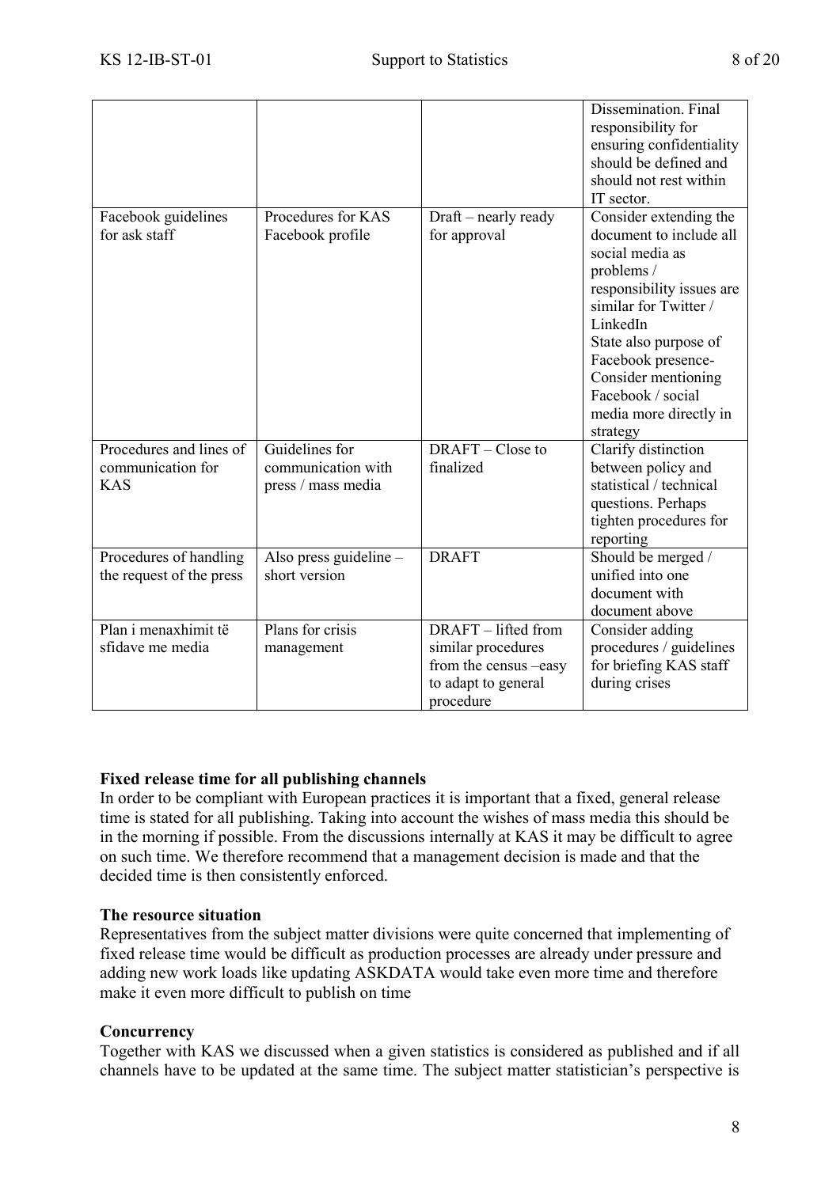| | | | |
|---|---|---|---|
| | | | Dissemination. Final responsibility for ensuring confidentiality should be defined and should not rest within IT sector. |
| Facebook guidelines for ask staff | Procedures for KAS Facebook profile | Draft – nearly ready for approval | Consider extending the document to include all social media as problems / responsibility issues are similar for Twitter / LinkedIn<br>State also purpose of Facebook presence-<br>Consider mentioning Facebook / social media more directly in strategy |
| Procedures and lines of communication for KAS | Guidelines for communication with press / mass media | DRAFT – Close to finalized | Clarify distinction between policy and statistical / technical questions. Perhaps tighten procedures for reporting |
| Procedures of handling the request of the press | Also press guideline – short version | DRAFT | Should be merged / unified into one document with document above |
| Plan i menaxhimit të sfidave me media | Plans for crisis management | DRAFT – lifted from similar procedures from the census –easy to adapt to general procedure | Consider adding procedures / guidelines for briefing KAS staff during crises |

**Fixed release time for all publishing channels**

In order to be compliant with European practices it is important that a fixed, general release time is stated for all publishing. Taking into account the wishes of mass media this should be in the morning if possible. From the discussions internally at KAS it may be difficult to agree on such time. We therefore recommend that a management decision is made and that the decided time is then consistently enforced.

**The resource situation**

Representatives from the subject matter divisions were quite concerned that implementing of fixed release time would be difficult as production processes are already under pressure and adding new work loads like updating ASKDATA would take even more time and therefore make it even more difficult to publish on time

**Concurrency**

Together with KAS we discussed when a given statistics is considered as published and if all channels have to be updated at the same time. The subject matter statistician's perspective is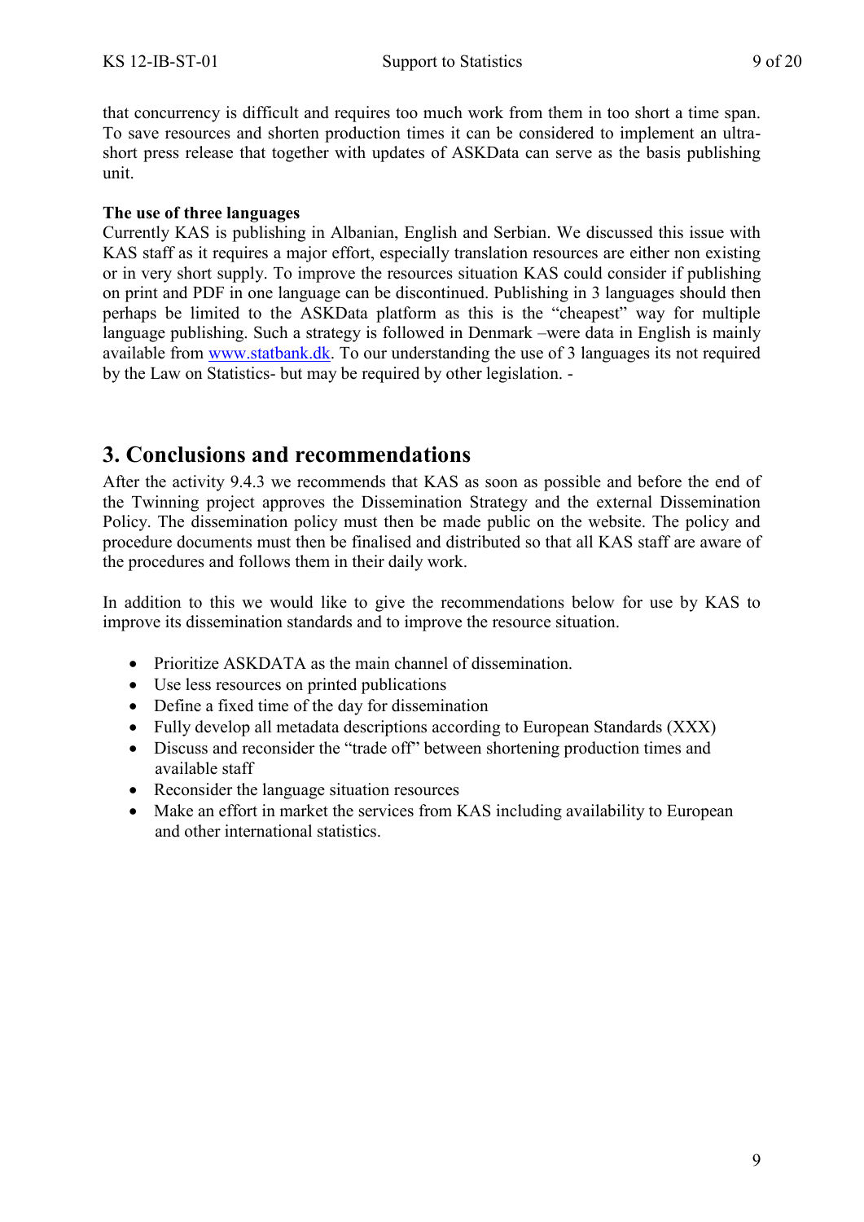that concurrency is difficult and requires too much work from them in too short a time span. To save resources and shorten production times it can be considered to implement an ultra-short press release that together with updates of ASKData can serve as the basis publishing unit.

**The use of three languages**
Currently KAS is publishing in Albanian, English and Serbian. We discussed this issue with KAS staff as it requires a major effort, especially translation resources are either non existing or in very short supply. To improve the resources situation KAS could consider if publishing on print and PDF in one language can be discontinued. Publishing in 3 languages should then perhaps be limited to the ASKData platform as this is the "cheapest" way for multiple language publishing. Such a strategy is followed in Denmark –were data in English is mainly available from [www.statbank.dk](www.statbank.dk). To our understanding the use of 3 languages its not required by the Law on Statistics- but may be required by other legislation. -

## 3. Conclusions and recommendations

After the activity 9.4.3 we recommends that KAS as soon as possible and before the end of the Twinning project approves the Dissemination Strategy and the external Dissemination Policy. The dissemination policy must then be made public on the website. The policy and procedure documents must then be finalised and distributed so that all KAS staff are aware of the procedures and follows them in their daily work.

In addition to this we would like to give the recommendations below for use by KAS to improve its dissemination standards and to improve the resource situation.

- Prioritize ASKDATA as the main channel of dissemination.
- Use less resources on printed publications
- Define a fixed time of the day for dissemination
- Fully develop all metadata descriptions according to European Standards (XXX)
- Discuss and reconsider the "trade off" between shortening production times and available staff
- Reconsider the language situation resources
- Make an effort in market the services from KAS including availability to European and other international statistics.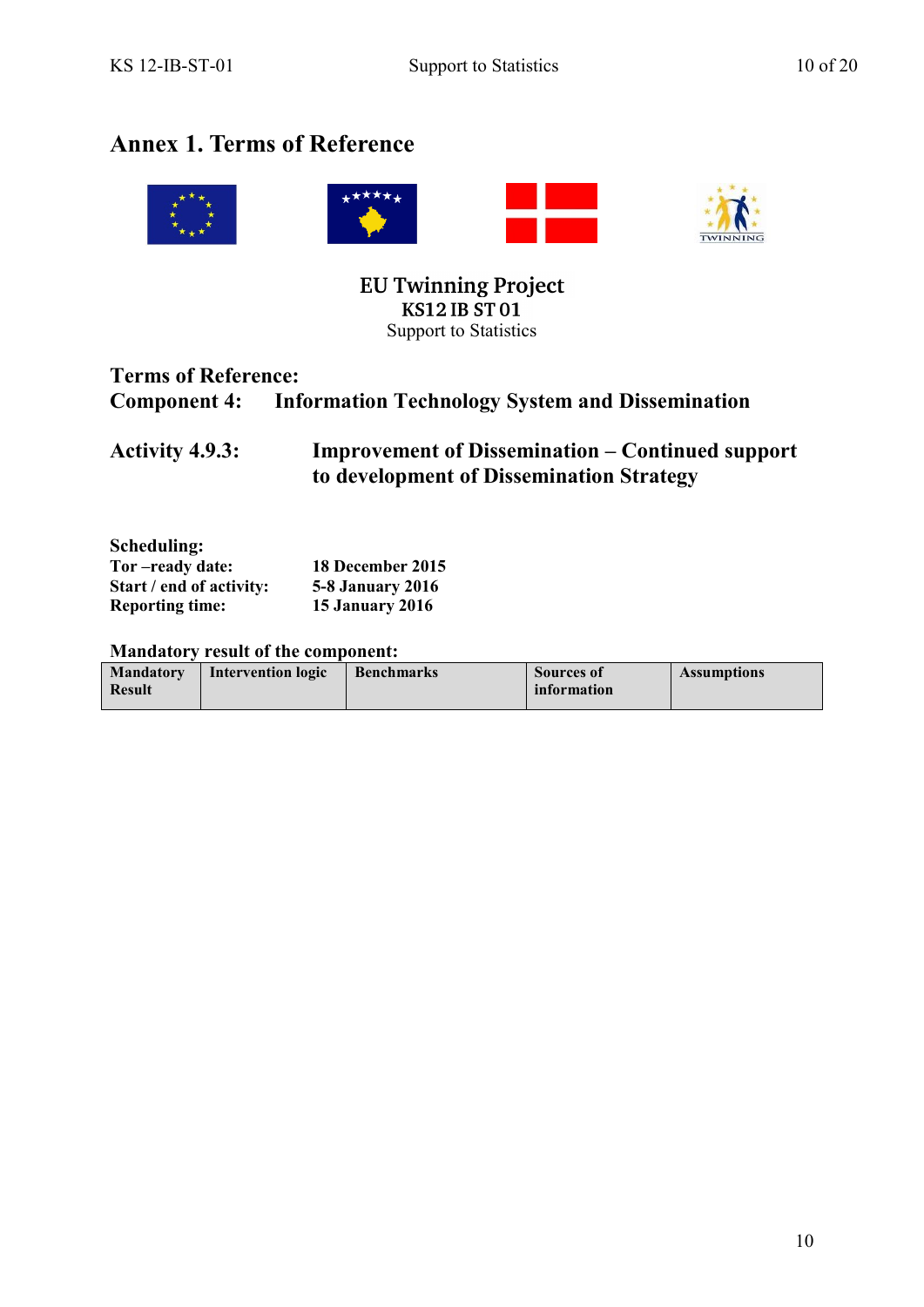# Annex 1. Terms of Reference

**EU Twinning Project**
**KS12 IB ST 01**
Support to Statistics

**Terms of Reference:**
**Component 4: Information Technology System and Dissemination**

**Activity 4.9.3: Improvement of Dissemination – Continued support to development of Dissemination Strategy**

**Scheduling:**

**Tor –ready date:** 18 December 2015
**Start / end of activity:** 5-8 January 2016
**Reporting time:** 15 January 2016

**Mandatory result of the component:**

| Mandatory Result | Intervention logic | Benchmarks | Sources of information | Assumptions |
|---|---|---|---|---|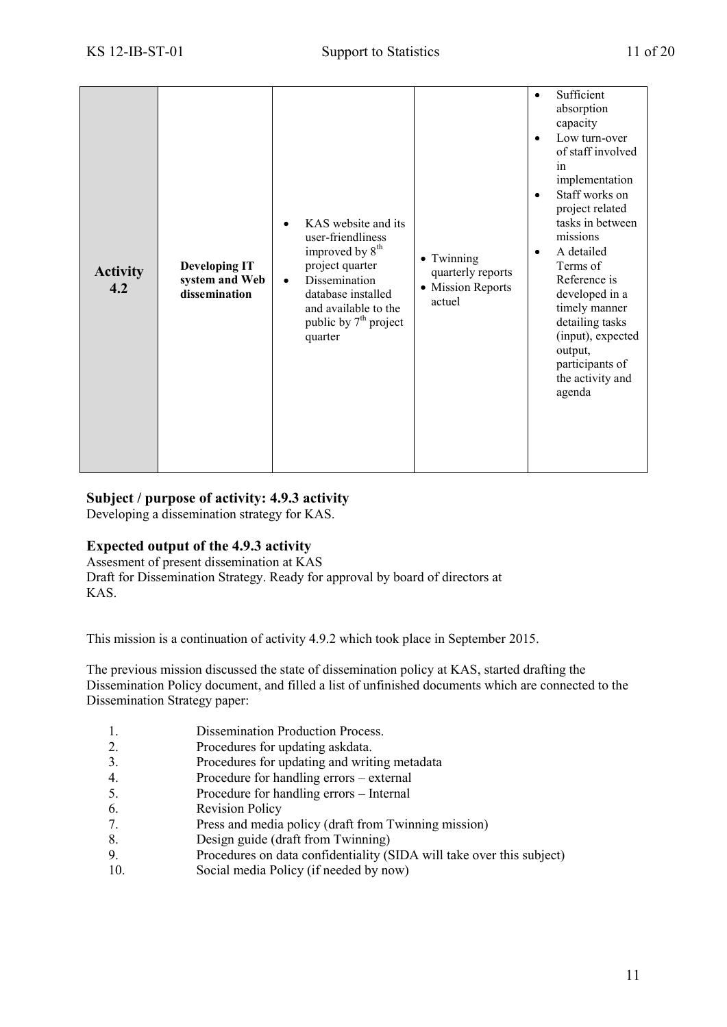| Activity 4.2 | Developing IT system and Web dissemination | • KAS website and its user-friendliness improved by 8th project quarter<br>• Dissemination database installed and available to the public by 7th project quarter | • Twinning quarterly reports<br>• Mission Reports actuel | • Sufficient absorption capacity<br>• Low turn-over of staff involved in implementation<br>• Staff works on project related tasks in between missions<br>• A detailed Terms of Reference is developed in a timely manner detailing tasks (input), expected output, participants of the activity and agenda |
|---|---|---|---|---|

### Subject / purpose of activity: 4.9.3 activity

Developing a dissemination strategy for KAS.

### Expected output of the 4.9.3 activity

Assesment of present dissemination at KAS
Draft for Dissemination Strategy. Ready for approval by board of directors at KAS.

This mission is a continuation of activity 4.9.2 which took place in September 2015.

The previous mission discussed the state of dissemination policy at KAS, started drafting the Dissemination Policy document, and filled a list of unfinished documents which are connected to the Dissemination Strategy paper:

1. Dissemination Production Process.
2. Procedures for updating askdata.
3. Procedures for updating and writing metadata
4. Procedure for handling errors – external
5. Procedure for handling errors – Internal
6. Revision Policy
7. Press and media policy (draft from Twinning mission)
8. Design guide (draft from Twinning)
9. Procedures on data confidentiality (SIDA will take over this subject)
10. Social media Policy (if needed by now)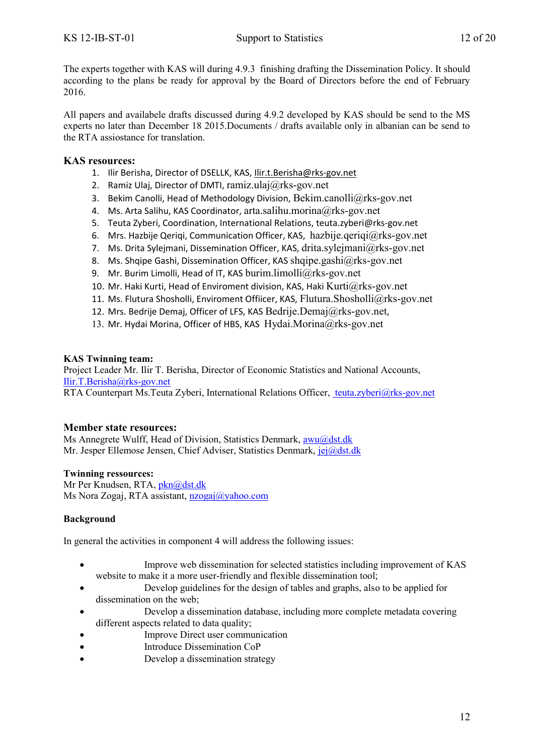The experts together with KAS will during 4.9.3 finishing drafting the Dissemination Policy. It should according to the plans be ready for approval by the Board of Directors before the end of February 2016.

All papers and availabele drafts discussed during 4.9.2 developed by KAS should be send to the MS experts no later than December 18 2015.Documents / drafts available only in albanian can be send to the RTA assiostance for translation.

### KAS resources:

1. Ilir Berisha, Director of DSELLK, KAS, Ilir.t.Berisha@rks-gov.net
2. Ramiz Ulaj, Director of DMTI, ramiz.ulaj@rks-gov.net
3. Bekim Canolli, Head of Methodology Division, Bekim.canolli@rks-gov.net
4. Ms. Arta Salihu, KAS Coordinator, arta.salihu.morina@rks-gov.net
5. Teuta Zyberi, Coordination, International Relations, teuta.zyberi@rks-gov.net
6. Mrs. Hazbije Qeriqi, Communication Officer, KAS, hazbije.qeriqi@rks-gov.net
7. Ms. Drita Sylejmani, Dissemination Officer, KAS, drita.sylejmani@rks-gov.net
8. Ms. Shqipe Gashi, Dissemination Officer, KAS shqipe.gashi@rks-gov.net
9. Mr. Burim Limolli, Head of IT, KAS burim.limolli@rks-gov.net
10. Mr. Haki Kurti, Head of Enviroment division, KAS, Haki Kurti@rks-gov.net
11. Ms. Flutura Shosholli, Enviroment Offiicer, KAS, Flutura.Shosholli@rks-gov.net
12. Mrs. Bedrije Demaj, Officer of LFS, KAS Bedrije.Demaj@rks-gov.net,
13. Mr. Hydai Morina, Officer of HBS, KAS Hydai.Morina@rks-gov.net

**KAS Twinning team:**
Project Leader Mr. Ilir T. Berisha, Director of Economic Statistics and National Accounts, Ilir.T.Berisha@rks-gov.net
RTA Counterpart Ms.Teuta Zyberi, International Relations Officer, teuta.zyberi@rks-gov.net

### Member state resources:

Ms Annegrete Wulff, Head of Division, Statistics Denmark, awu@dst.dk
Mr. Jesper Ellemose Jensen, Chief Adviser, Statistics Denmark, jej@dst.dk

**Twinning ressources:**
Mr Per Knudsen, RTA, pkn@dst.dk
Ms Nora Zogaj, RTA assistant, nzogaj@yahoo.com

**Background**

In general the activities in component 4 will address the following issues:

- Improve web dissemination for selected statistics including improvement of KAS website to make it a more user-friendly and flexible dissemination tool;
- Develop guidelines for the design of tables and graphs, also to be applied for dissemination on the web;
- Develop a dissemination database, including more complete metadata covering different aspects related to data quality;
- Improve Direct user communication
- Introduce Dissemination CoP
- Develop a dissemination strategy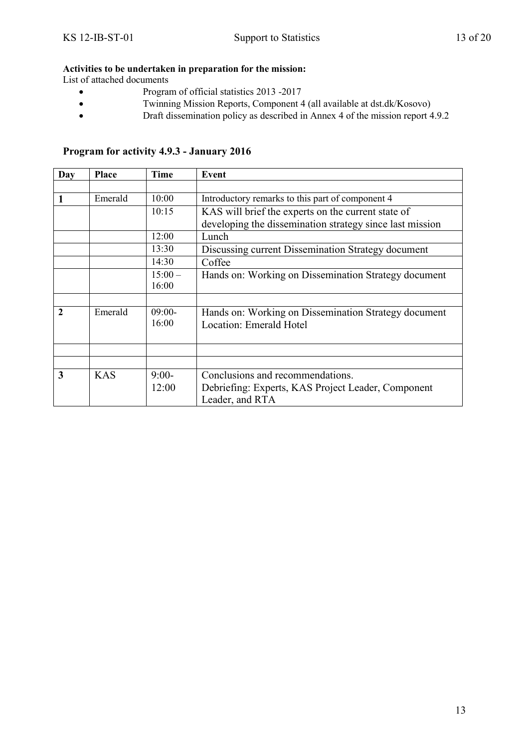**Activities to be undertaken in preparation for the mission:**

List of attached documents

- Program of official statistics 2013 -2017
- Twinning Mission Reports, Component 4 (all available at dst.dk/Kosovo)
- Draft dissemination policy as described in Annex 4 of the mission report 4.9.2

## Program for activity 4.9.3 - January 2016

| Day | Place | Time | Event |
|---|---|---|---|
| | | | |
| 1 | Emerald | 10:00 | Introductory remarks to this part of component 4 |
| | | 10:15 | KAS will brief the experts on the current state of developing the dissemination strategy since last mission |
| | | 12:00 | Lunch |
| | | 13:30 | Discussing current Dissemination Strategy document |
| | | 14:30 | Coffee |
| | | 15:00 – 16:00 | Hands on: Working on Dissemination Strategy document |
| | | | |
| 2 | Emerald | 09:00-16:00 | Hands on: Working on Dissemination Strategy document<br>Location: Emerald Hotel |
| | | | |
| | | | |
| 3 | KAS | 9:00-12:00 | Conclusions and recommendations.<br>Debriefing: Experts, KAS Project Leader, Component Leader, and RTA |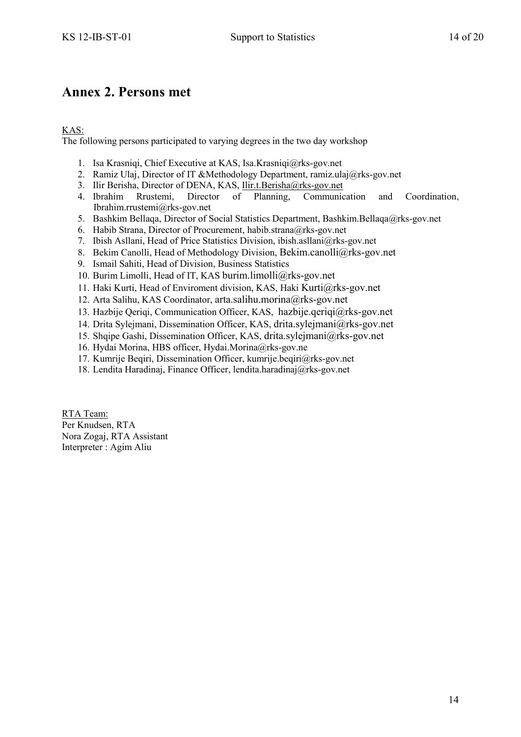# Annex 2. Persons met

KAS:

The following persons participated to varying degrees in the two day workshop

1. Isa Krasniqi, Chief Executive at KAS, Isa.Krasniqi@rks-gov.net
2. Ramiz Ulaj, Director of IT &Methodology Department, ramiz.ulaj@rks-gov.net
3. Ilir Berisha, Director of DENA, KAS, Ilir.t.Berisha@rks-gov.net
4. Ibrahim Rrustemi, Director of Planning, Communication and Coordination, Ibrahim.rrustemi@rks-gov.net
5. Bashkim Bellaqa, Director of Social Statistics Department, Bashkim.Bellaqa@rks-gov.net
6. Habib Strana, Director of Procurement, habib.strana@rks-gov.net
7. Ibish Asllani, Head of Price Statistics Division, ibish.asllani@rks-gov.net
8. Bekim Canolli, Head of Methodology Division, Bekim.canolli@rks-gov.net
9. Ismail Sahiti, Head of Division, Business Statistics
10. Burim Limolli, Head of IT, KAS burim.limolli@rks-gov.net
11. Haki Kurti, Head of Enviroment division, KAS, Haki Kurti@rks-gov.net
12. Arta Salihu, KAS Coordinator, arta.salihu.morina@rks-gov.net
13. Hazbije Qeriqi, Communication Officer, KAS, hazbije.qeriqi@rks-gov.net
14. Drita Sylejmani, Dissemination Officer, KAS, drita.sylejmani@rks-gov.net
15. Shqipe Gashi, Dissemination Officer, KAS, drita.sylejmani@rks-gov.net
16. Hydai Morina, HBS officer, Hydai.Morina@rks-gov.ne
17. Kumrije Beqiri, Dissemination Officer, kumrije.beqiri@rks-gov.net
18. Lendita Haradinaj, Finance Officer, lendita.haradinaj@rks-gov.net

RTA Team:

Per Knudsen, RTA
Nora Zogaj, RTA Assistant
Interpreter : Agim Aliu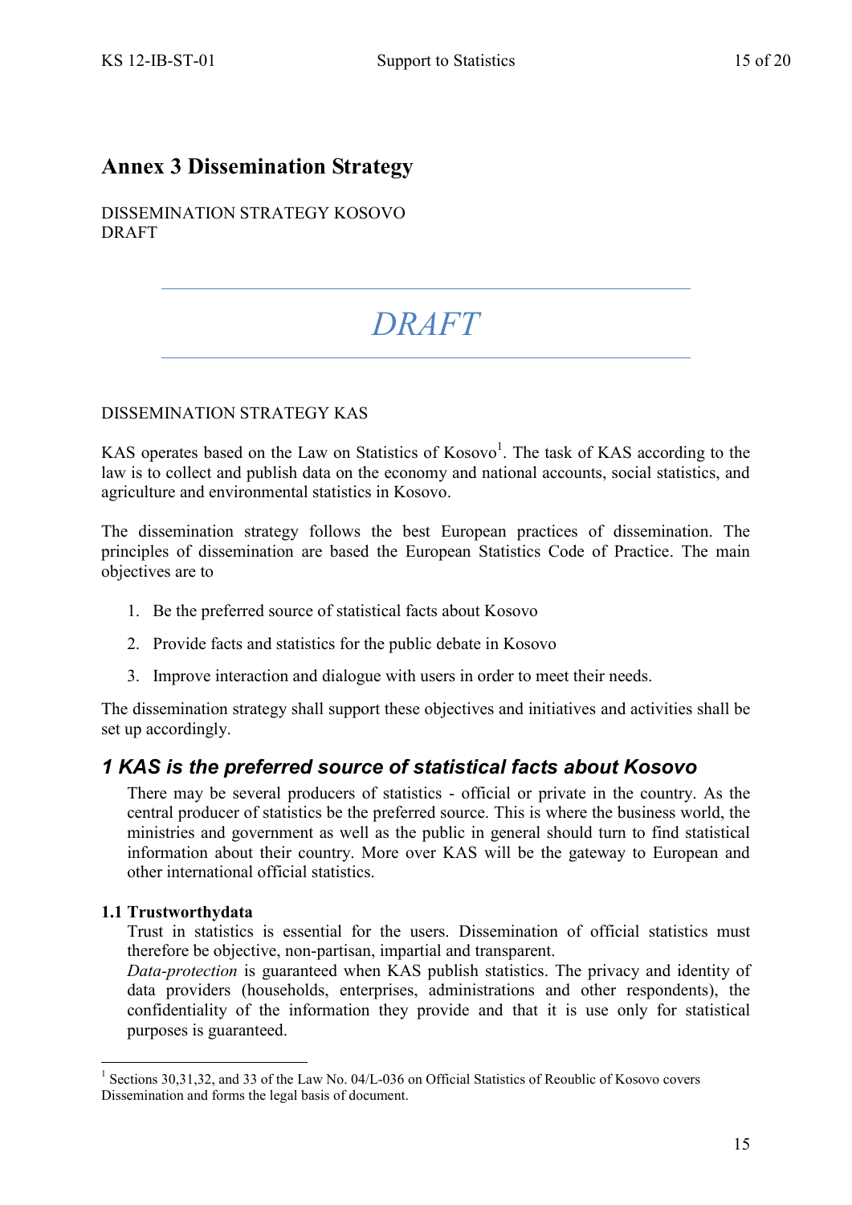# Annex 3 Dissemination Strategy

DISSEMINATION STRATEGY KOSOVO
DRAFT

*DRAFT*

DISSEMINATION STRATEGY KAS

KAS operates based on the Law on Statistics of Kosovo[1]. The task of KAS according to the law is to collect and publish data on the economy and national accounts, social statistics, and agriculture and environmental statistics in Kosovo.

The dissemination strategy follows the best European practices of dissemination. The principles of dissemination are based the European Statistics Code of Practice. The main objectives are to

1. Be the preferred source of statistical facts about Kosovo
2. Provide facts and statistics for the public debate in Kosovo
3. Improve interaction and dialogue with users in order to meet their needs.

The dissemination strategy shall support these objectives and initiatives and activities shall be set up accordingly.

## *1 KAS is the preferred source of statistical facts about Kosovo*

There may be several producers of statistics - official or private in the country. As the central producer of statistics be the preferred source. This is where the business world, the ministries and government as well as the public in general should turn to find statistical information about their country. More over KAS will be the gateway to European and other international official statistics.

### 1.1 Trustworthydata

Trust in statistics is essential for the users. Dissemination of official statistics must therefore be objective, non-partisan, impartial and transparent.

*Data-protection* is guaranteed when KAS publish statistics. The privacy and identity of data providers (households, enterprises, administrations and other respondents), the confidentiality of the information they provide and that it is use only for statistical purposes is guaranteed.

---

[1] Sections 30,31,32, and 33 of the Law No. 04/L-036 on Official Statistics of Reoublic of Kosovo covers Dissemination and forms the legal basis of document.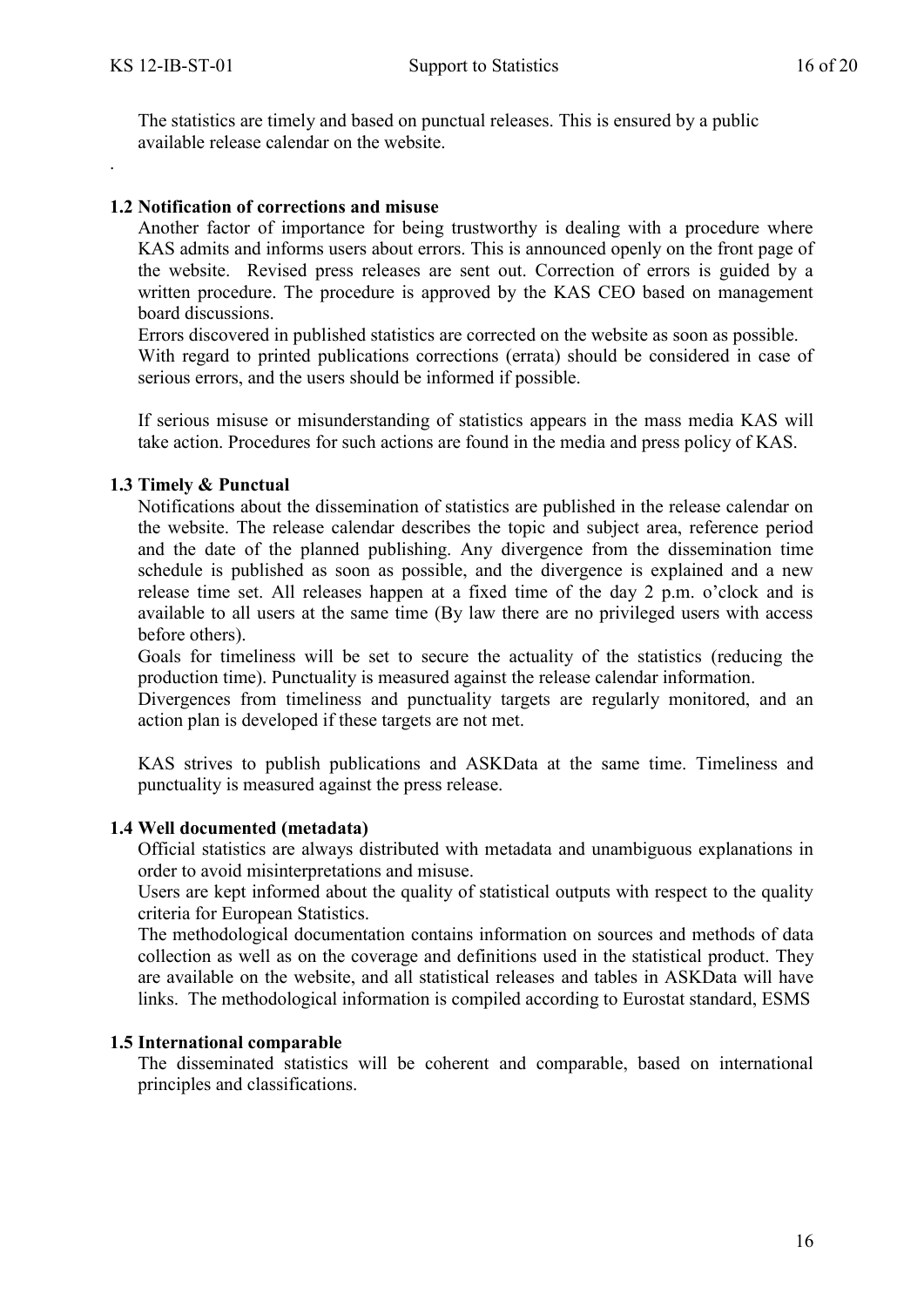The statistics are timely and based on punctual releases. This is ensured by a public available release calendar on the website.

.

### 1.2 Notification of corrections and misuse

Another factor of importance for being trustworthy is dealing with a procedure where KAS admits and informs users about errors. This is announced openly on the front page of the website. Revised press releases are sent out. Correction of errors is guided by a written procedure. The procedure is approved by the KAS CEO based on management board discussions.

Errors discovered in published statistics are corrected on the website as soon as possible.

With regard to printed publications corrections (errata) should be considered in case of serious errors, and the users should be informed if possible.

If serious misuse or misunderstanding of statistics appears in the mass media KAS will take action. Procedures for such actions are found in the media and press policy of KAS.

### 1.3 Timely & Punctual

Notifications about the dissemination of statistics are published in the release calendar on the website. The release calendar describes the topic and subject area, reference period and the date of the planned publishing. Any divergence from the dissemination time schedule is published as soon as possible, and the divergence is explained and a new release time set. All releases happen at a fixed time of the day 2 p.m. o'clock and is available to all users at the same time (By law there are no privileged users with access before others).

Goals for timeliness will be set to secure the actuality of the statistics (reducing the production time). Punctuality is measured against the release calendar information.

Divergences from timeliness and punctuality targets are regularly monitored, and an action plan is developed if these targets are not met.

KAS strives to publish publications and ASKData at the same time. Timeliness and punctuality is measured against the press release.

### 1.4 Well documented (metadata)

Official statistics are always distributed with metadata and unambiguous explanations in order to avoid misinterpretations and misuse.

Users are kept informed about the quality of statistical outputs with respect to the quality criteria for European Statistics.

The methodological documentation contains information on sources and methods of data collection as well as on the coverage and definitions used in the statistical product. They are available on the website, and all statistical releases and tables in ASKData will have links. The methodological information is compiled according to Eurostat standard, ESMS

### 1.5 International comparable

The disseminated statistics will be coherent and comparable, based on international principles and classifications.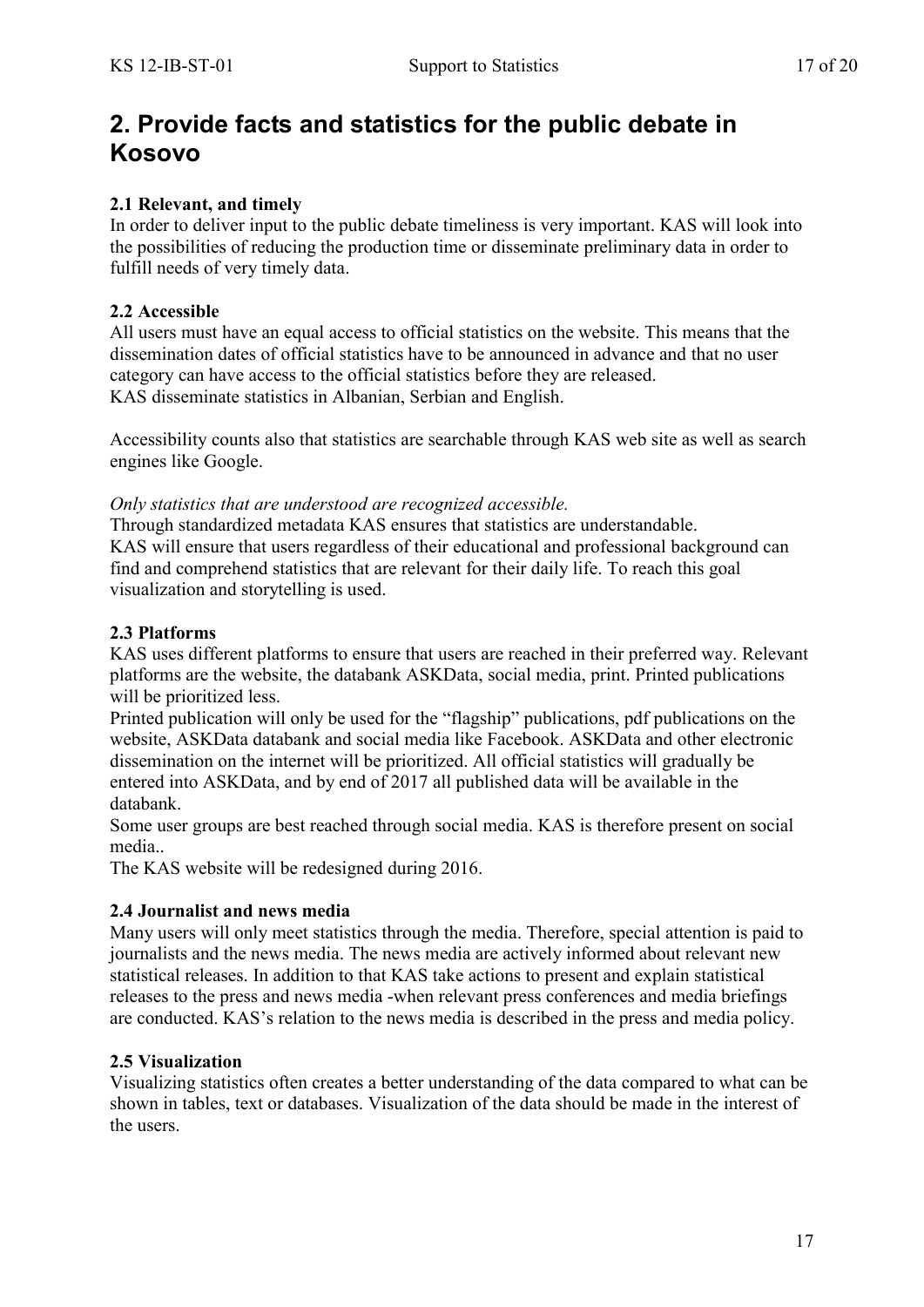## 2. Provide facts and statistics for the public debate in Kosovo

### 2.1 Relevant, and timely

In order to deliver input to the public debate timeliness is very important. KAS will look into the possibilities of reducing the production time or disseminate preliminary data in order to fulfill needs of very timely data.

### 2.2 Accessible

All users must have an equal access to official statistics on the website. This means that the dissemination dates of official statistics have to be announced in advance and that no user category can have access to the official statistics before they are released.
KAS disseminate statistics in Albanian, Serbian and English.

Accessibility counts also that statistics are searchable through KAS web site as well as search engines like Google.

*Only statistics that are understood are recognized accessible.*
Through standardized metadata KAS ensures that statistics are understandable.
KAS will ensure that users regardless of their educational and professional background can find and comprehend statistics that are relevant for their daily life. To reach this goal visualization and storytelling is used.

### 2.3 Platforms

KAS uses different platforms to ensure that users are reached in their preferred way. Relevant platforms are the website, the databank ASKData, social media, print. Printed publications will be prioritized less.
Printed publication will only be used for the "flagship" publications, pdf publications on the website, ASKData databank and social media like Facebook. ASKData and other electronic dissemination on the internet will be prioritized. All official statistics will gradually be entered into ASKData, and by end of 2017 all published data will be available in the databank.
Some user groups are best reached through social media. KAS is therefore present on social media..
The KAS website will be redesigned during 2016.

### 2.4 Journalist and news media

Many users will only meet statistics through the media. Therefore, special attention is paid to journalists and the news media. The news media are actively informed about relevant new statistical releases. In addition to that KAS take actions to present and explain statistical releases to the press and news media -when relevant press conferences and media briefings are conducted. KAS's relation to the news media is described in the press and media policy.

### 2.5 Visualization

Visualizing statistics often creates a better understanding of the data compared to what can be shown in tables, text or databases. Visualization of the data should be made in the interest of the users.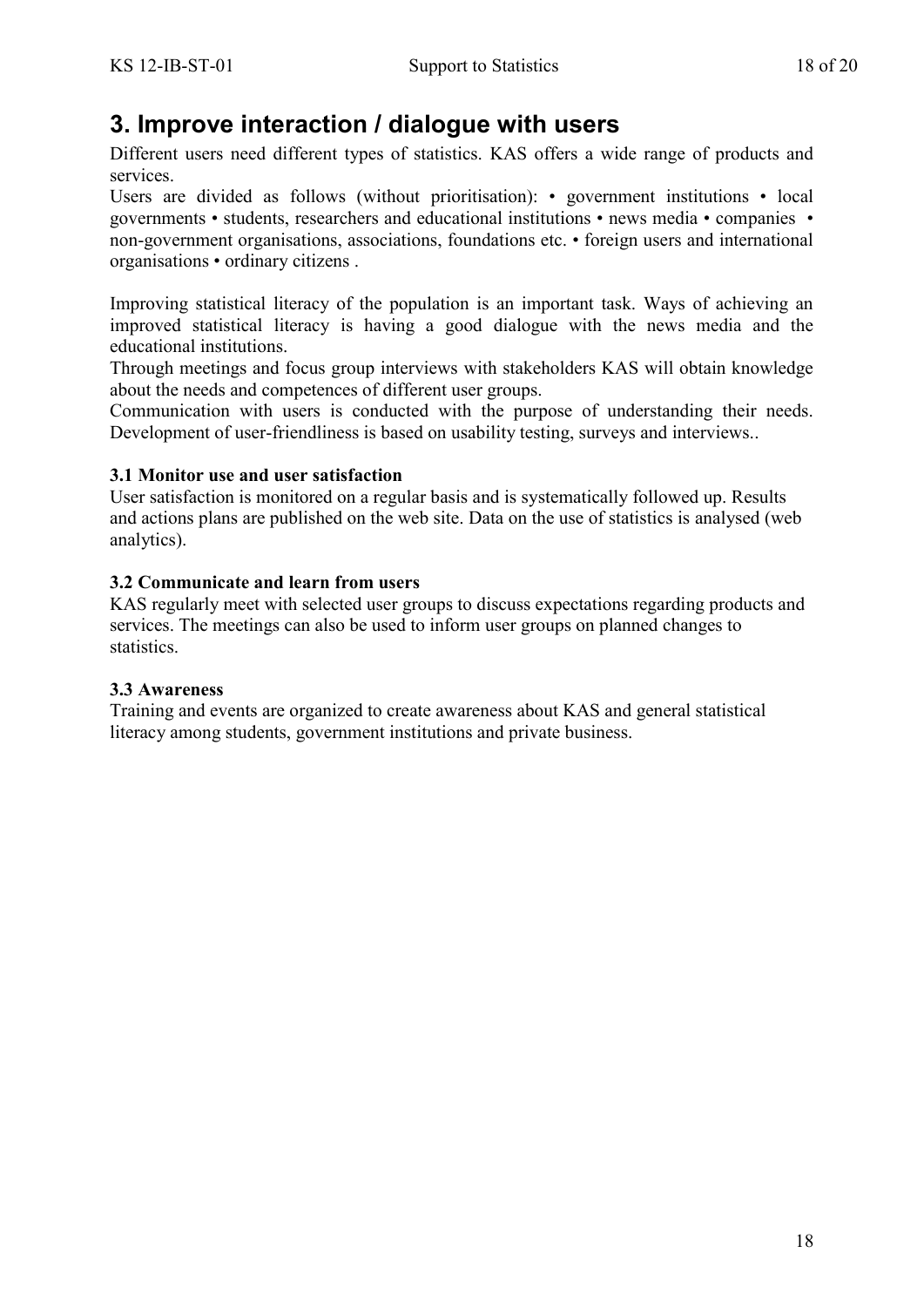# 3. Improve interaction / dialogue with users

Different users need different types of statistics. KAS offers a wide range of products and services.
Users are divided as follows (without prioritisation): • government institutions • local governments • students, researchers and educational institutions • news media • companies • non-government organisations, associations, foundations etc. • foreign users and international organisations • ordinary citizens .

Improving statistical literacy of the population is an important task. Ways of achieving an improved statistical literacy is having a good dialogue with the news media and the educational institutions.
Through meetings and focus group interviews with stakeholders KAS will obtain knowledge about the needs and competences of different user groups.
Communication with users is conducted with the purpose of understanding their needs. Development of user-friendliness is based on usability testing, surveys and interviews..

**3.1 Monitor use and user satisfaction**
User satisfaction is monitored on a regular basis and is systematically followed up. Results and actions plans are published on the web site. Data on the use of statistics is analysed (web analytics).

**3.2 Communicate and learn from users**
KAS regularly meet with selected user groups to discuss expectations regarding products and services. The meetings can also be used to inform user groups on planned changes to statistics.

**3.3 Awareness**
Training and events are organized to create awareness about KAS and general statistical literacy among students, government institutions and private business.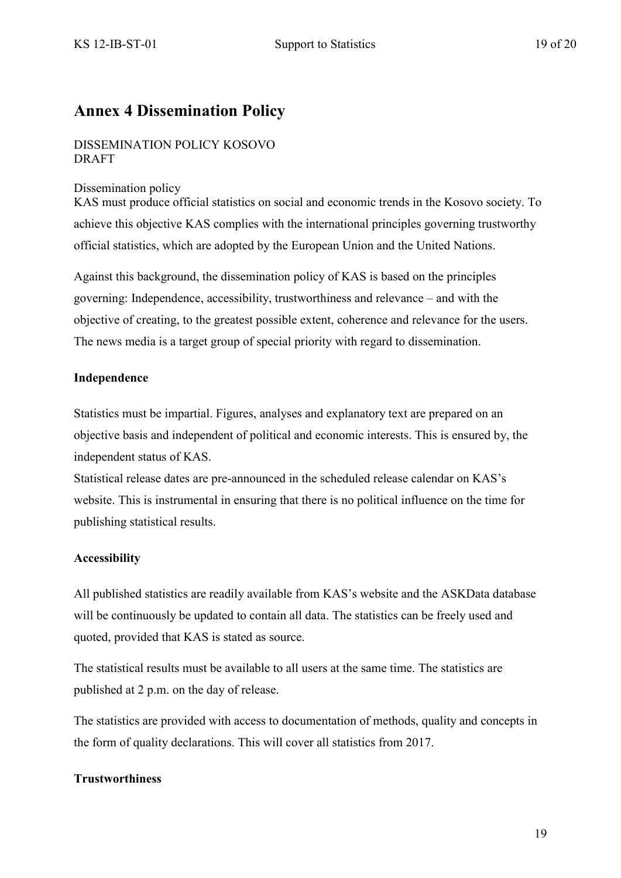# Annex 4 Dissemination Policy

DISSEMINATION POLICY KOSOVO
DRAFT

Dissemination policy
KAS must produce official statistics on social and economic trends in the Kosovo society. To achieve this objective KAS complies with the international principles governing trustworthy official statistics, which are adopted by the European Union and the United Nations.

Against this background, the dissemination policy of KAS is based on the principles governing: Independence, accessibility, trustworthiness and relevance – and with the objective of creating, to the greatest possible extent, coherence and relevance for the users. The news media is a target group of special priority with regard to dissemination.

**Independence**

Statistics must be impartial. Figures, analyses and explanatory text are prepared on an objective basis and independent of political and economic interests. This is ensured by, the independent status of KAS.
Statistical release dates are pre-announced in the scheduled release calendar on KAS's website. This is instrumental in ensuring that there is no political influence on the time for publishing statistical results.

**Accessibility**

All published statistics are readily available from KAS's website and the ASKData database will be continuously be updated to contain all data. The statistics can be freely used and quoted, provided that KAS is stated as source.

The statistical results must be available to all users at the same time. The statistics are published at 2 p.m. on the day of release.

The statistics are provided with access to documentation of methods, quality and concepts in the form of quality declarations. This will cover all statistics from 2017.

**Trustworthiness**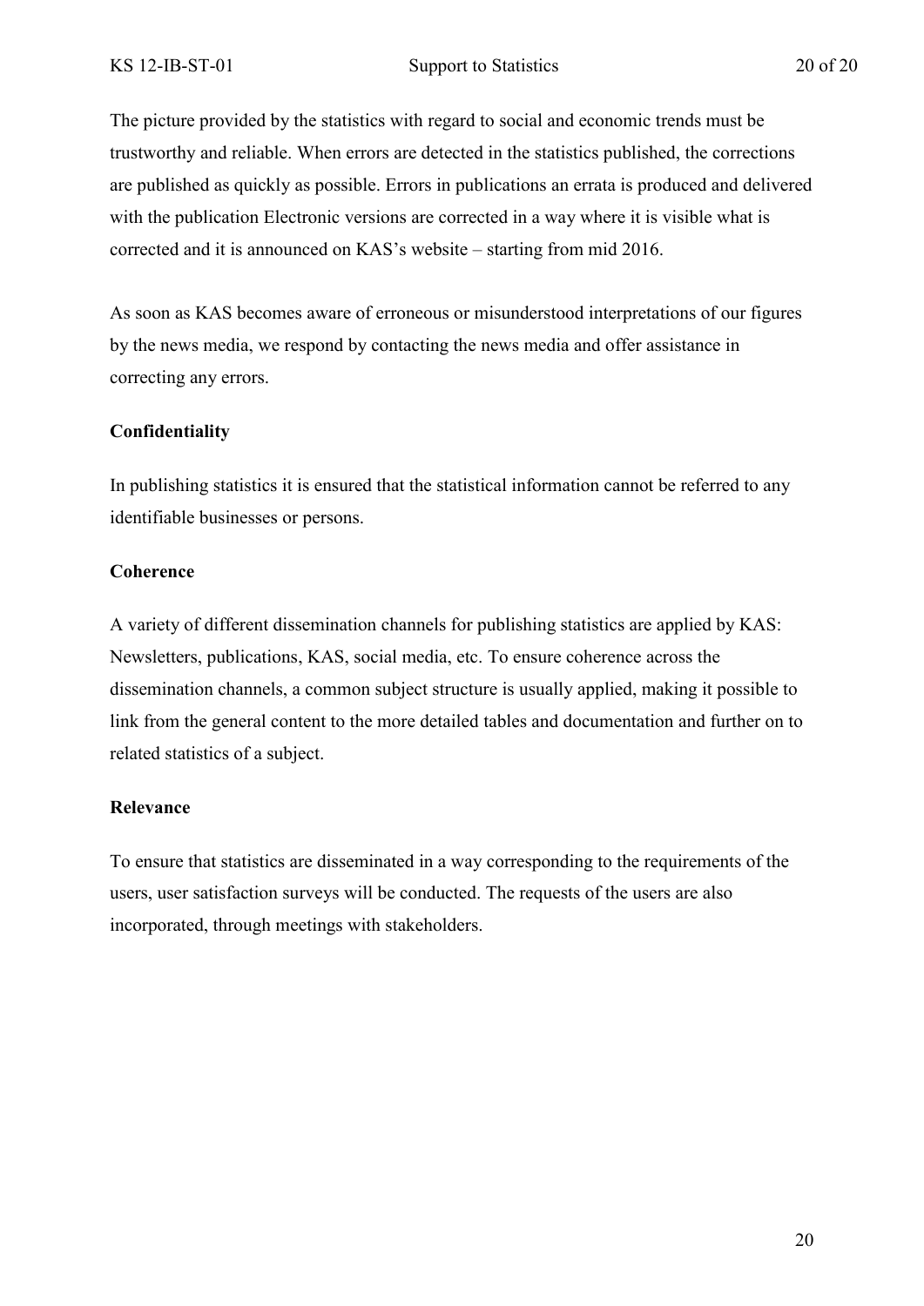The picture provided by the statistics with regard to social and economic trends must be trustworthy and reliable. When errors are detected in the statistics published, the corrections are published as quickly as possible. Errors in publications an errata is produced and delivered with the publication Electronic versions are corrected in a way where it is visible what is corrected and it is announced on KAS's website – starting from mid 2016.

As soon as KAS becomes aware of erroneous or misunderstood interpretations of our figures by the news media, we respond by contacting the news media and offer assistance in correcting any errors.

**Confidentiality**

In publishing statistics it is ensured that the statistical information cannot be referred to any identifiable businesses or persons.

**Coherence**

A variety of different dissemination channels for publishing statistics are applied by KAS: Newsletters, publications, KAS, social media, etc. To ensure coherence across the dissemination channels, a common subject structure is usually applied, making it possible to link from the general content to the more detailed tables and documentation and further on to related statistics of a subject.

**Relevance**

To ensure that statistics are disseminated in a way corresponding to the requirements of the users, user satisfaction surveys will be conducted. The requests of the users are also incorporated, through meetings with stakeholders.